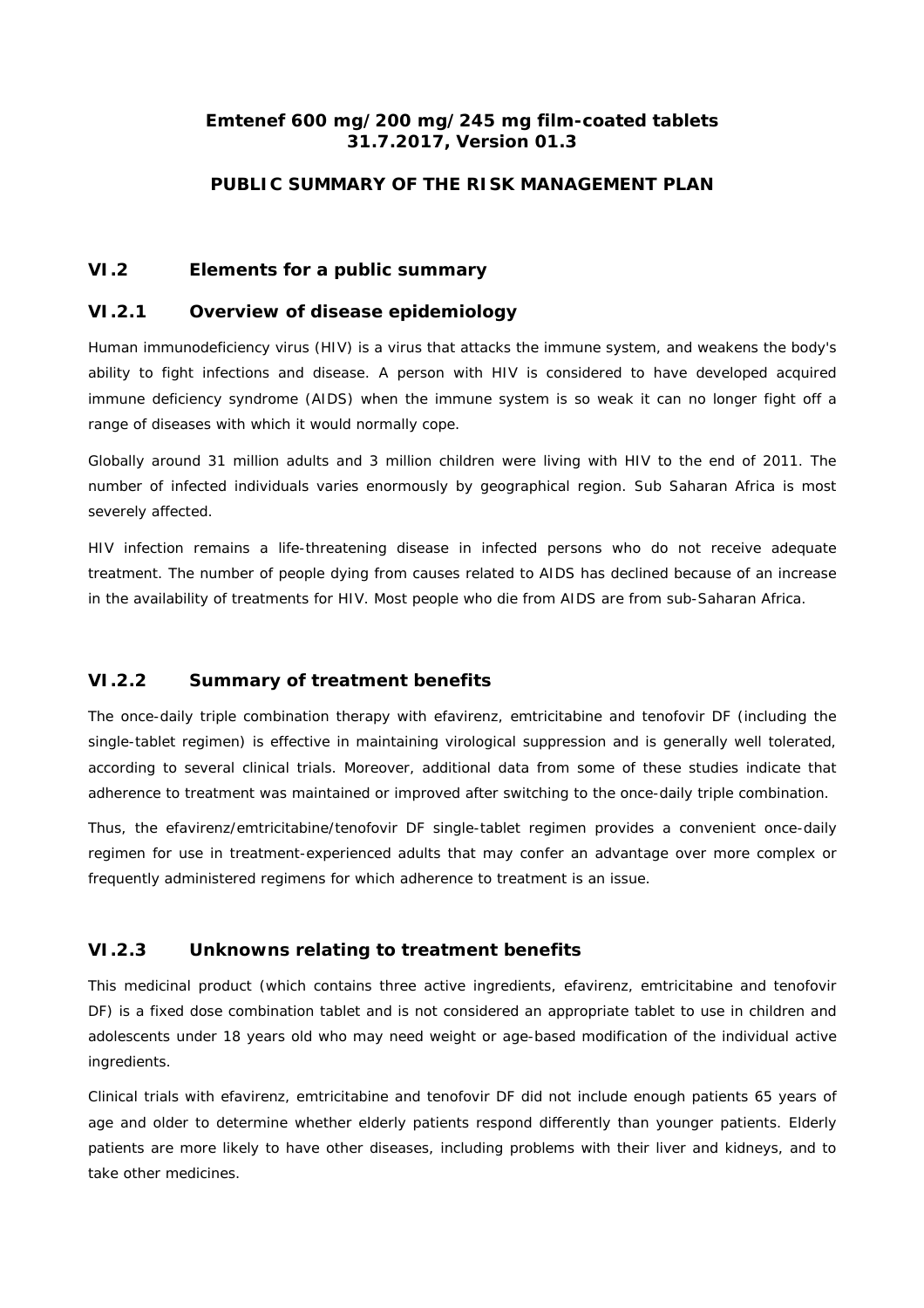**Emtenef 600 mg/200 mg/245 mg film-coated tablets**
**31.7.2017, Version 01.3**

# PUBLIC SUMMARY OF THE RISK MANAGEMENT PLAN

## VI.2 Elements for a public summary

### VI.2.1 Overview of disease epidemiology

Human immunodeficiency virus (HIV) is a virus that attacks the immune system, and weakens the body's ability to fight infections and disease. A person with HIV is considered to have developed acquired immune deficiency syndrome (AIDS) when the immune system is so weak it can no longer fight off a range of diseases with which it would normally cope.

Globally around 31 million adults and 3 million children were living with HIV to the end of 2011. The number of infected individuals varies enormously by geographical region. Sub Saharan Africa is most severely affected.

HIV infection remains a life-threatening disease in infected persons who do not receive adequate treatment. The number of people dying from causes related to AIDS has declined because of an increase in the availability of treatments for HIV. Most people who die from AIDS are from sub-Saharan Africa.

### VI.2.2 Summary of treatment benefits

The once-daily triple combination therapy with efavirenz, emtricitabine and tenofovir DF (including the single-tablet regimen) is effective in maintaining virological suppression and is generally well tolerated, according to several clinical trials. Moreover, additional data from some of these studies indicate that adherence to treatment was maintained or improved after switching to the once-daily triple combination.

Thus, the efavirenz/emtricitabine/tenofovir DF single-tablet regimen provides a convenient once-daily regimen for use in treatment-experienced adults that may confer an advantage over more complex or frequently administered regimens for which adherence to treatment is an issue.

### VI.2.3 Unknowns relating to treatment benefits

This medicinal product (which contains three active ingredients, efavirenz, emtricitabine and tenofovir DF) is a fixed dose combination tablet and is not considered an appropriate tablet to use in children and adolescents under 18 years old who may need weight or age-based modification of the individual active ingredients.

Clinical trials with efavirenz, emtricitabine and tenofovir DF did not include enough patients 65 years of age and older to determine whether elderly patients respond differently than younger patients. Elderly patients are more likely to have other diseases, including problems with their liver and kidneys, and to take other medicines.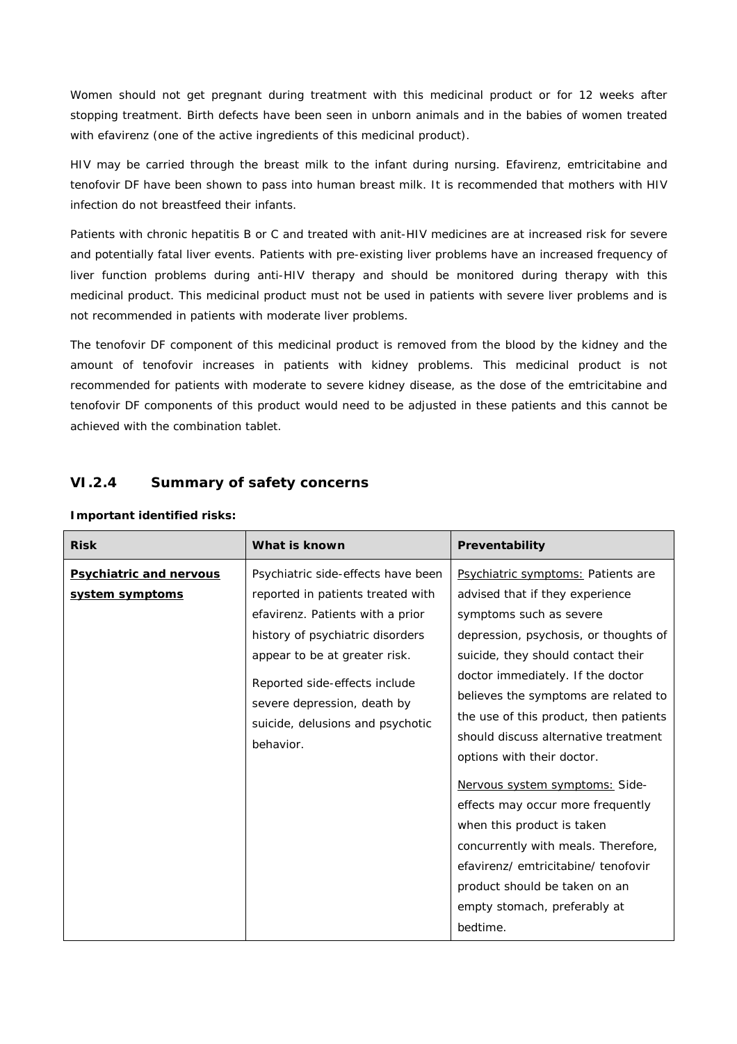Women should not get pregnant during treatment with this medicinal product or for 12 weeks after stopping treatment. Birth defects have been seen in unborn animals and in the babies of women treated with efavirenz (one of the active ingredients of this medicinal product).

HIV may be carried through the breast milk to the infant during nursing. Efavirenz, emtricitabine and tenofovir DF have been shown to pass into human breast milk. It is recommended that mothers with HIV infection do not breastfeed their infants.

Patients with chronic hepatitis B or C and treated with anit-HIV medicines are at increased risk for severe and potentially fatal liver events. Patients with pre-existing liver problems have an increased frequency of liver function problems during anti-HIV therapy and should be monitored during therapy with this medicinal product. This medicinal product must not be used in patients with severe liver problems and is not recommended in patients with moderate liver problems.

The tenofovir DF component of this medicinal product is removed from the blood by the kidney and the amount of tenofovir increases in patients with kidney problems. This medicinal product is not recommended for patients with moderate to severe kidney disease, as the dose of the emtricitabine and tenofovir DF components of this product would need to be adjusted in these patients and this cannot be achieved with the combination tablet.

## VI.2.4 Summary of safety concerns

**Important identified risks:**

| Risk | What is known | Preventability |
|---|---|---|
| **Psychiatric and nervous system symptoms** | Psychiatric side-effects have been reported in patients treated with efavirenz. Patients with a prior history of psychiatric disorders appear to be at greater risk.<br><br>Reported side-effects include severe depression, death by suicide, delusions and psychotic behavior. | Psychiatric symptoms: Patients are advised that if they experience symptoms such as severe depression, psychosis, or thoughts of suicide, they should contact their doctor immediately. If the doctor believes the symptoms are related to the use of this product, then patients should discuss alternative treatment options with their doctor.<br><br>Nervous system symptoms: Side-effects may occur more frequently when this product is taken concurrently with meals. Therefore, efavirenz/ emtricitabine/ tenofovir product should be taken on an empty stomach, preferably at bedtime. |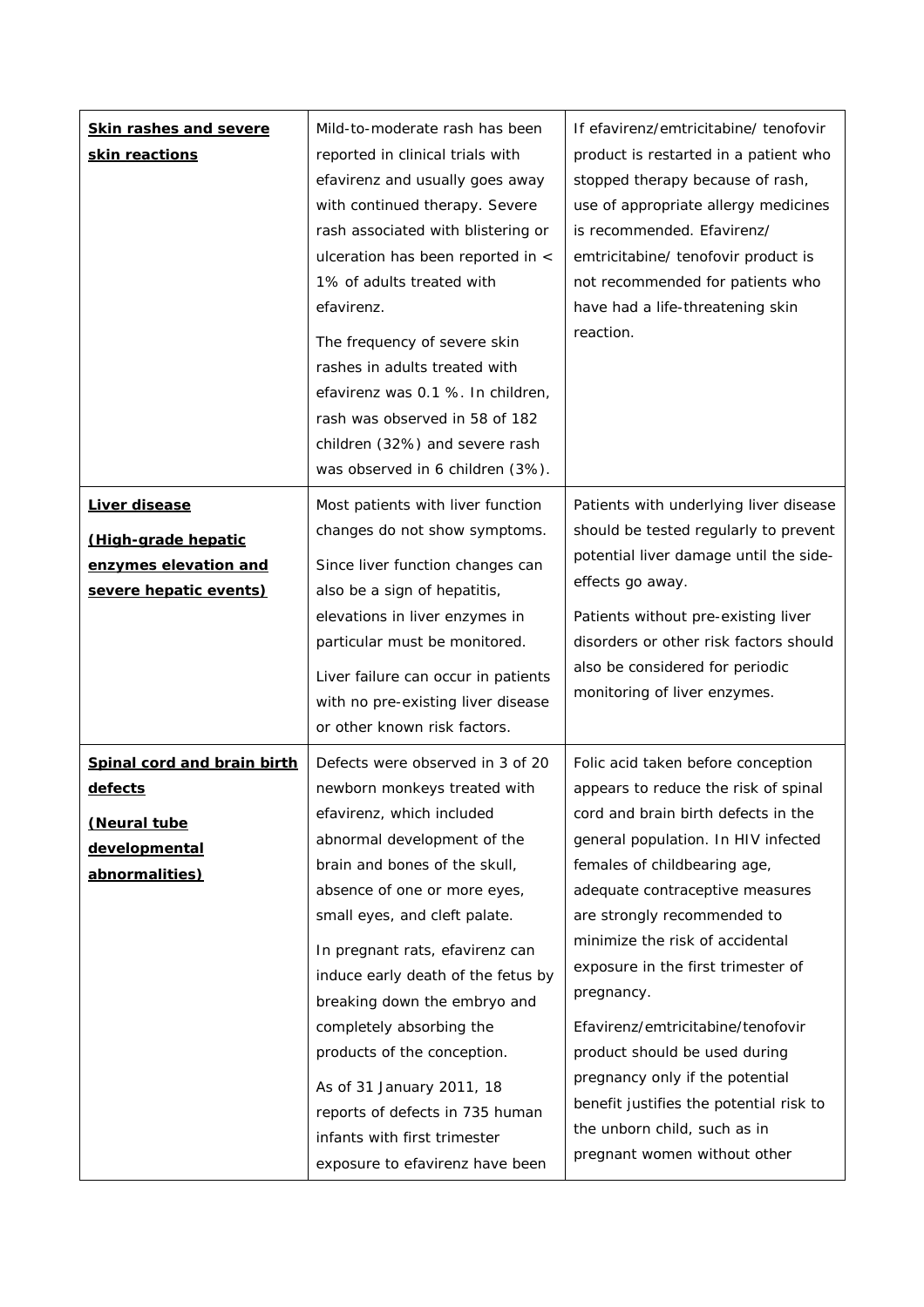| **Skin rashes and severe skin reactions** | Mild-to-moderate rash has been reported in clinical trials with efavirenz and usually goes away with continued therapy. Severe rash associated with blistering or ulceration has been reported in < 1% of adults treated with efavirenz.<br><br>The frequency of severe skin rashes in adults treated with efavirenz was 0.1 %. In children, rash was observed in 58 of 182 children (32%) and severe rash was observed in 6 children (3%). | If efavirenz/emtricitabine/ tenofovir product is restarted in a patient who stopped therapy because of rash, use of appropriate allergy medicines is recommended. Efavirenz/ emtricitabine/ tenofovir product is not recommended for patients who have had a life-threatening skin reaction. |
|---|---|---|
| **Liver disease**<br><br>**(High-grade hepatic enzymes elevation and severe hepatic events)** | Most patients with liver function changes do not show symptoms.<br><br>Since liver function changes can also be a sign of hepatitis, elevations in liver enzymes in particular must be monitored.<br><br>Liver failure can occur in patients with no pre-existing liver disease or other known risk factors. | Patients with underlying liver disease should be tested regularly to prevent potential liver damage until the side-effects go away.<br><br>Patients without pre-existing liver disorders or other risk factors should also be considered for periodic monitoring of liver enzymes. |
| **Spinal cord and brain birth defects**<br><br>**(Neural tube developmental abnormalities)** | Defects were observed in 3 of 20 newborn monkeys treated with efavirenz, which included abnormal development of the brain and bones of the skull, absence of one or more eyes, small eyes, and cleft palate.<br><br>In pregnant rats, efavirenz can induce early death of the fetus by breaking down the embryo and completely absorbing the products of the conception.<br><br>As of 31 January 2011, 18 reports of defects in 735 human infants with first trimester exposure to efavirenz have been | Folic acid taken before conception appears to reduce the risk of spinal cord and brain birth defects in the general population. In HIV infected females of childbearing age, adequate contraceptive measures are strongly recommended to minimize the risk of accidental exposure in the first trimester of pregnancy.<br><br>Efavirenz/emtricitabine/tenofovir product should be used during pregnancy only if the potential benefit justifies the potential risk to the unborn child, such as in pregnant women without other |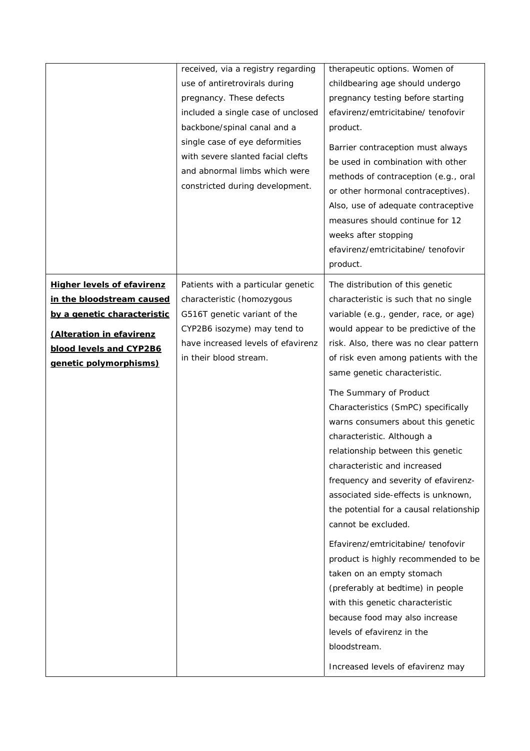| | | |
|---|---|---|
| | received, via a registry regarding use of antiretrovirals during pregnancy. These defects included a single case of unclosed backbone/spinal canal and a single case of eye deformities with severe slanted facial clefts and abnormal limbs which were constricted during development. | therapeutic options. Women of childbearing age should undergo pregnancy testing before starting efavirenz/emtricitabine/ tenofovir product.<br><br>Barrier contraception must always be used in combination with other methods of contraception (e.g., oral or other hormonal contraceptives). Also, use of adequate contraceptive measures should continue for 12 weeks after stopping efavirenz/emtricitabine/ tenofovir product. |
| **<u>Higher levels of efavirenz in the bloodstream caused by a genetic characteristic (Alteration in efavirenz blood levels and CYP2B6 genetic polymorphisms)</u>** | Patients with a particular genetic characteristic (homozygous G516T genetic variant of the CYP2B6 isozyme) may tend to have increased levels of efavirenz in their blood stream. | The distribution of this genetic characteristic is such that no single variable (e.g., gender, race, or age) would appear to be predictive of the risk. Also, there was no clear pattern of risk even among patients with the same genetic characteristic.<br><br>The Summary of Product Characteristics (SmPC) specifically warns consumers about this genetic characteristic. Although a relationship between this genetic characteristic and increased frequency and severity of efavirenz-associated side-effects is unknown, the potential for a causal relationship cannot be excluded.<br><br>Efavirenz/emtricitabine/ tenofovir product is highly recommended to be taken on an empty stomach (preferably at bedtime) in people with this genetic characteristic because food may also increase levels of efavirenz in the bloodstream.<br><br>Increased levels of efavirenz may |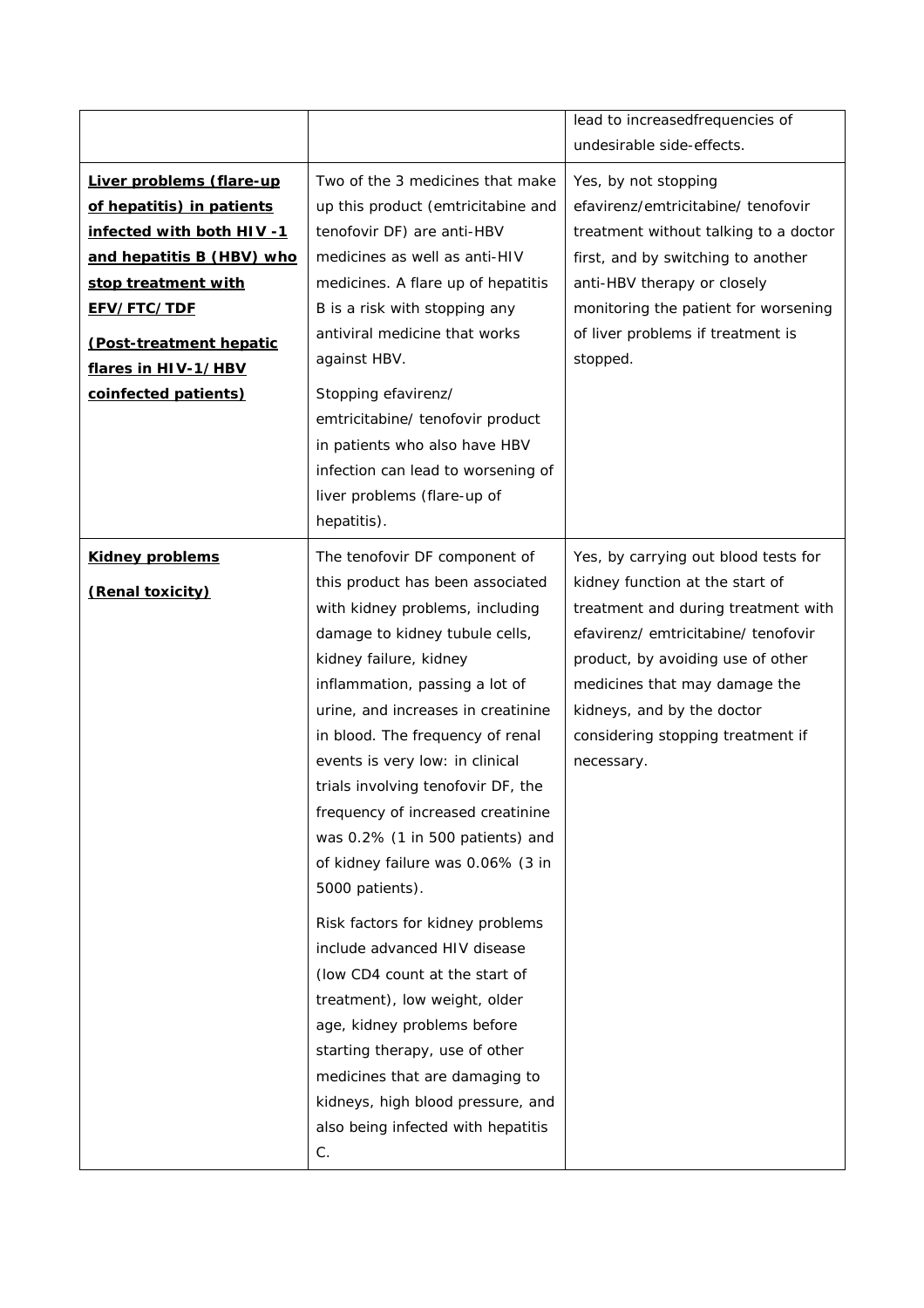| | | |
|---|---|---|
| | | lead to increasedfrequencies of undesirable side-effects. |
| **Liver problems (flare-up of hepatitis) in patients infected with both HIV-1 and hepatitis B (HBV) who stop treatment with EFV/FTC/TDF**<br><br>**(Post-treatment hepatic flares in HIV-1/HBV coinfected patients)** | Two of the 3 medicines that make up this product (emtricitabine and tenofovir DF) are anti-HBV medicines as well as anti-HIV medicines. A flare up of hepatitis B is a risk with stopping any antiviral medicine that works against HBV.<br><br>Stopping efavirenz/ emtricitabine/ tenofovir product in patients who also have HBV infection can lead to worsening of liver problems (flare-up of hepatitis). | Yes, by not stopping efavirenz/emtricitabine/ tenofovir treatment without talking to a doctor first, and by switching to another anti-HBV therapy or closely monitoring the patient for worsening of liver problems if treatment is stopped. |
| **Kidney problems**<br><br>**(Renal toxicity)** | The tenofovir DF component of this product has been associated with kidney problems, including damage to kidney tubule cells, kidney failure, kidney inflammation, passing a lot of urine, and increases in creatinine in blood. The frequency of renal events is very low: in clinical trials involving tenofovir DF, the frequency of increased creatinine was 0.2% (1 in 500 patients) and of kidney failure was 0.06% (3 in 5000 patients).<br><br>Risk factors for kidney problems include advanced HIV disease (low CD4 count at the start of treatment), low weight, older age, kidney problems before starting therapy, use of other medicines that are damaging to kidneys, high blood pressure, and also being infected with hepatitis C. | Yes, by carrying out blood tests for kidney function at the start of treatment and during treatment with efavirenz/ emtricitabine/ tenofovir product, by avoiding use of other medicines that may damage the kidneys, and by the doctor considering stopping treatment if necessary. |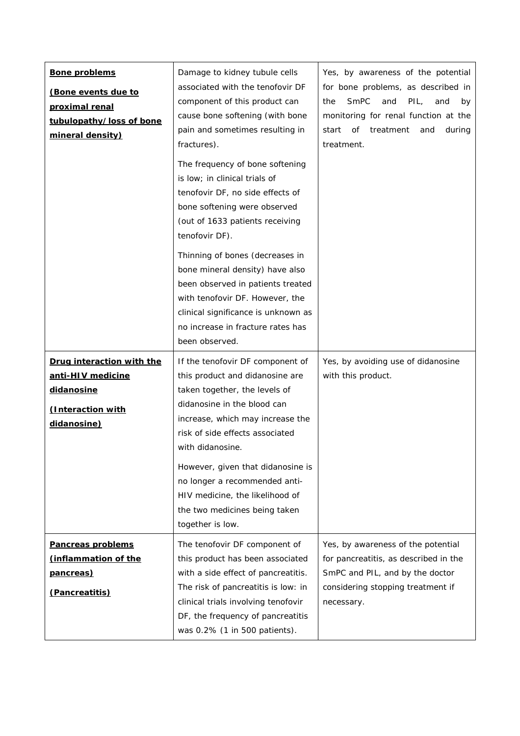| | | |
|---|---|---|
| **Bone problems**<br><br>**(Bone events due to proximal renal tubulopathy/loss of bone mineral density)** | Damage to kidney tubule cells associated with the tenofovir DF component of this product can cause bone softening (with bone pain and sometimes resulting in fractures).<br><br>The frequency of bone softening is low; in clinical trials of tenofovir DF, no side effects of bone softening were observed (out of 1633 patients receiving tenofovir DF).<br><br>Thinning of bones (decreases in bone mineral density) have also been observed in patients treated with tenofovir DF. However, the clinical significance is unknown as no increase in fracture rates has been observed. | Yes, by awareness of the potential for bone problems, as described in the SmPC and PIL, and by monitoring for renal function at the start of treatment and during treatment. |
| **Drug interaction with the anti-HIV medicine didanosine**<br><br>**(Interaction with didanosine)** | If the tenofovir DF component of this product and didanosine are taken together, the levels of didanosine in the blood can increase, which may increase the risk of side effects associated with didanosine.<br><br>However, given that didanosine is no longer a recommended anti-HIV medicine, the likelihood of the two medicines being taken together is low. | Yes, by avoiding use of didanosine with this product. |
| **Pancreas problems (inflammation of the pancreas)**<br><br>**(Pancreatitis)** | The tenofovir DF component of this product has been associated with a side effect of pancreatitis. The risk of pancreatitis is low: in clinical trials involving tenofovir DF, the frequency of pancreatitis was 0.2% (1 in 500 patients). | Yes, by awareness of the potential for pancreatitis, as described in the SmPC and PIL, and by the doctor considering stopping treatment if necessary. |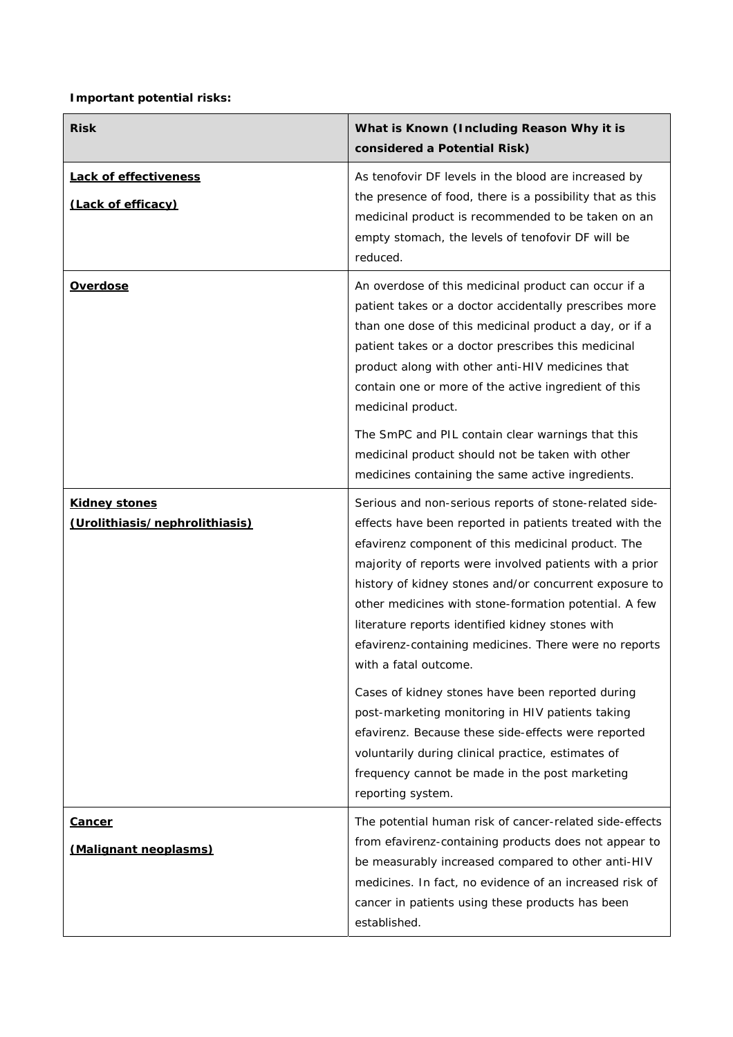**Important potential risks:**

| Risk | What is Known (Including Reason Why it is considered a Potential Risk) |
|---|---|
| **Lack of effectiveness** <br> **(Lack of efficacy)** | As tenofovir DF levels in the blood are increased by the presence of food, there is a possibility that as this medicinal product is recommended to be taken on an empty stomach, the levels of tenofovir DF will be reduced. |
| **Overdose** | An overdose of this medicinal product can occur if a patient takes or a doctor accidentally prescribes more than one dose of this medicinal product a day, or if a patient takes or a doctor prescribes this medicinal product along with other anti-HIV medicines that contain one or more of the active ingredient of this medicinal product. <br><br> The SmPC and PIL contain clear warnings that this medicinal product should not be taken with other medicines containing the same active ingredients. |
| **Kidney stones** <br> **(Urolithiasis/nephrolithiasis)** | Serious and non-serious reports of stone-related side-effects have been reported in patients treated with the efavirenz component of this medicinal product. The majority of reports were involved patients with a prior history of kidney stones and/or concurrent exposure to other medicines with stone-formation potential. A few literature reports identified kidney stones with efavirenz-containing medicines. There were no reports with a fatal outcome. <br><br> Cases of kidney stones have been reported during post-marketing monitoring in HIV patients taking efavirenz. Because these side-effects were reported voluntarily during clinical practice, estimates of frequency cannot be made in the post marketing reporting system. |
| **Cancer** <br> **(Malignant neoplasms)** | The potential human risk of cancer-related side-effects from efavirenz-containing products does not appear to be measurably increased compared to other anti-HIV medicines. In fact, no evidence of an increased risk of cancer in patients using these products has been established. |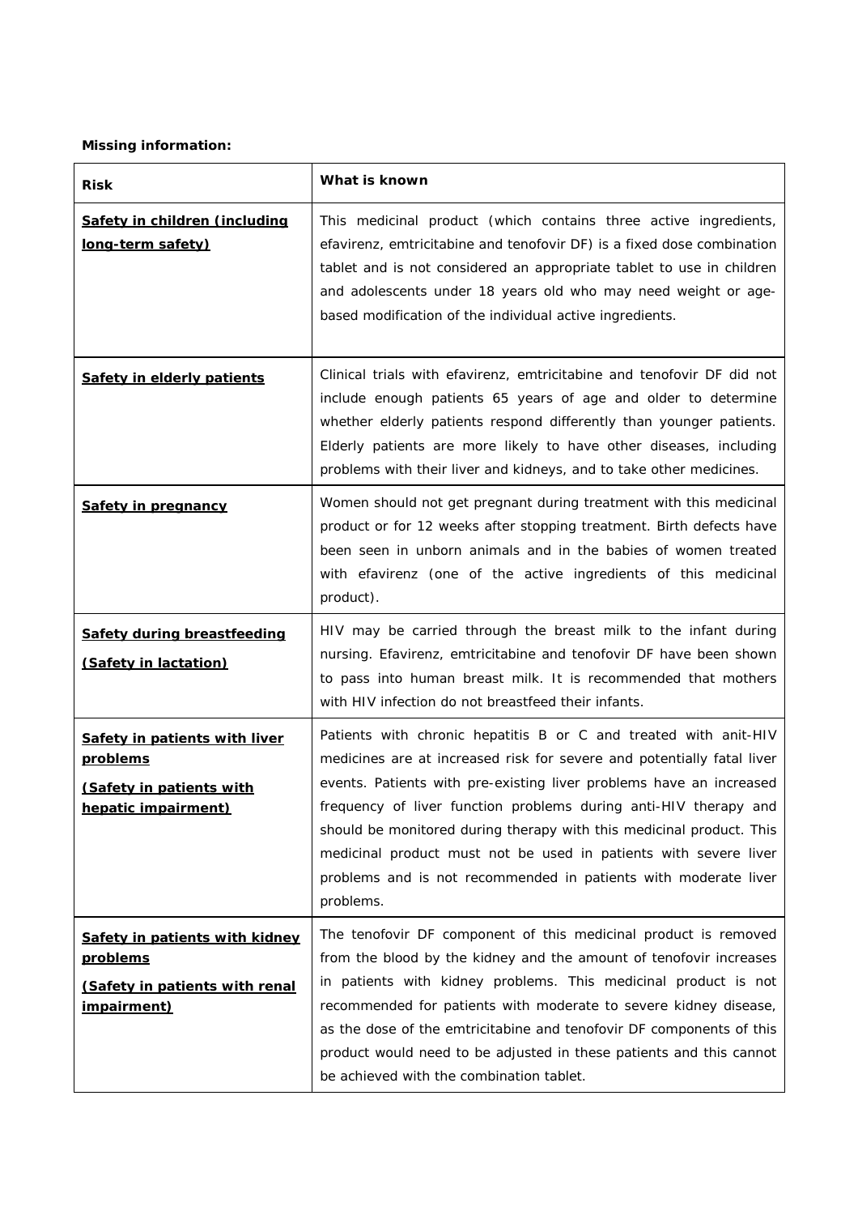**Missing information:**

| Risk | What is known |
|---|---|
| **Safety in children (including long-term safety)** | This medicinal product (which contains three active ingredients, efavirenz, emtricitabine and tenofovir DF) is a fixed dose combination tablet and is not considered an appropriate tablet to use in children and adolescents under 18 years old who may need weight or age-based modification of the individual active ingredients. |
| **Safety in elderly patients** | Clinical trials with efavirenz, emtricitabine and tenofovir DF did not include enough patients 65 years of age and older to determine whether elderly patients respond differently than younger patients. Elderly patients are more likely to have other diseases, including problems with their liver and kidneys, and to take other medicines. |
| **Safety in pregnancy** | Women should not get pregnant during treatment with this medicinal product or for 12 weeks after stopping treatment. Birth defects have been seen in unborn animals and in the babies of women treated with efavirenz (one of the active ingredients of this medicinal product). |
| **Safety during breastfeeding (Safety in lactation)** | HIV may be carried through the breast milk to the infant during nursing. Efavirenz, emtricitabine and tenofovir DF have been shown to pass into human breast milk. It is recommended that mothers with HIV infection do not breastfeed their infants. |
| **Safety in patients with liver problems (Safety in patients with hepatic impairment)** | Patients with chronic hepatitis B or C and treated with anit-HIV medicines are at increased risk for severe and potentially fatal liver events. Patients with pre-existing liver problems have an increased frequency of liver function problems during anti-HIV therapy and should be monitored during therapy with this medicinal product. This medicinal product must not be used in patients with severe liver problems and is not recommended in patients with moderate liver problems. |
| **Safety in patients with kidney problems (Safety in patients with renal impairment)** | The tenofovir DF component of this medicinal product is removed from the blood by the kidney and the amount of tenofovir increases in patients with kidney problems. This medicinal product is not recommended for patients with moderate to severe kidney disease, as the dose of the emtricitabine and tenofovir DF components of this product would need to be adjusted in these patients and this cannot be achieved with the combination tablet. |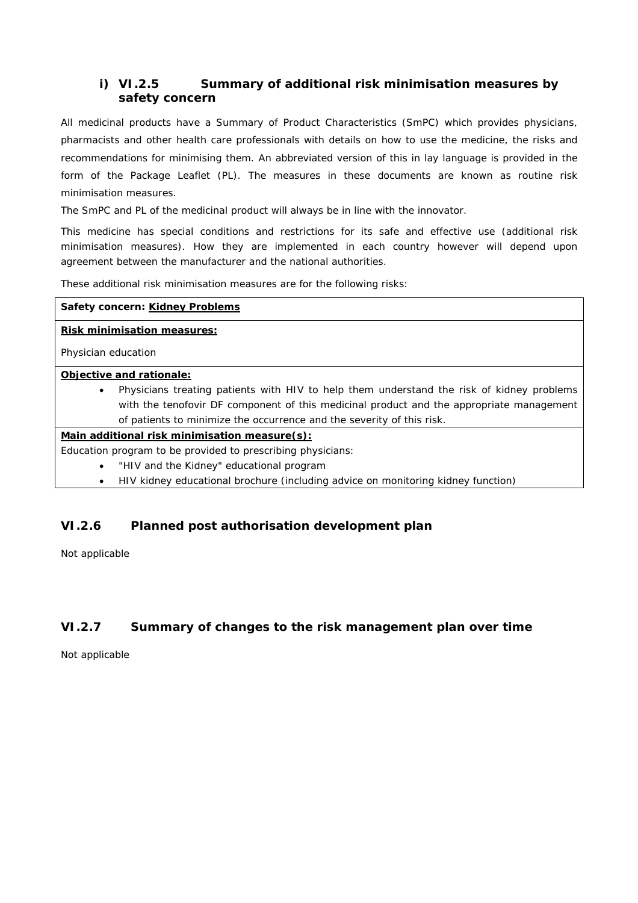### i) VI.2.5 Summary of additional risk minimisation measures by safety concern

All medicinal products have a Summary of Product Characteristics (SmPC) which provides physicians, pharmacists and other health care professionals with details on how to use the medicine, the risks and recommendations for minimising them. An abbreviated version of this in lay language is provided in the form of the Package Leaflet (PL). The measures in these documents are known as routine risk minimisation measures.

The SmPC and PL of the medicinal product will always be in line with the innovator.

This medicine has special conditions and restrictions for its safe and effective use (additional risk minimisation measures). How they are implemented in each country however will depend upon agreement between the manufacturer and the national authorities.

These additional risk minimisation measures are for the following risks:

| |
|---|
| **Safety concern: <u>Kidney Problems</u>** |
| **<u>Risk minimisation measures:</u>**<br><br>Physician education |
| **<u>Objective and rationale:</u>**<br>• Physicians treating patients with HIV to help them understand the risk of kidney problems with the tenofovir DF component of this medicinal product and the appropriate management of patients to minimize the occurrence and the severity of this risk. |
| **<u>Main additional risk minimisation measure(s):</u>**<br>Education program to be provided to prescribing physicians:<br>• "HIV and the Kidney" educational program<br>• HIV kidney educational brochure (including advice on monitoring kidney function) |

### VI.2.6 Planned post authorisation development plan

Not applicable

### VI.2.7 Summary of changes to the risk management plan over time

Not applicable